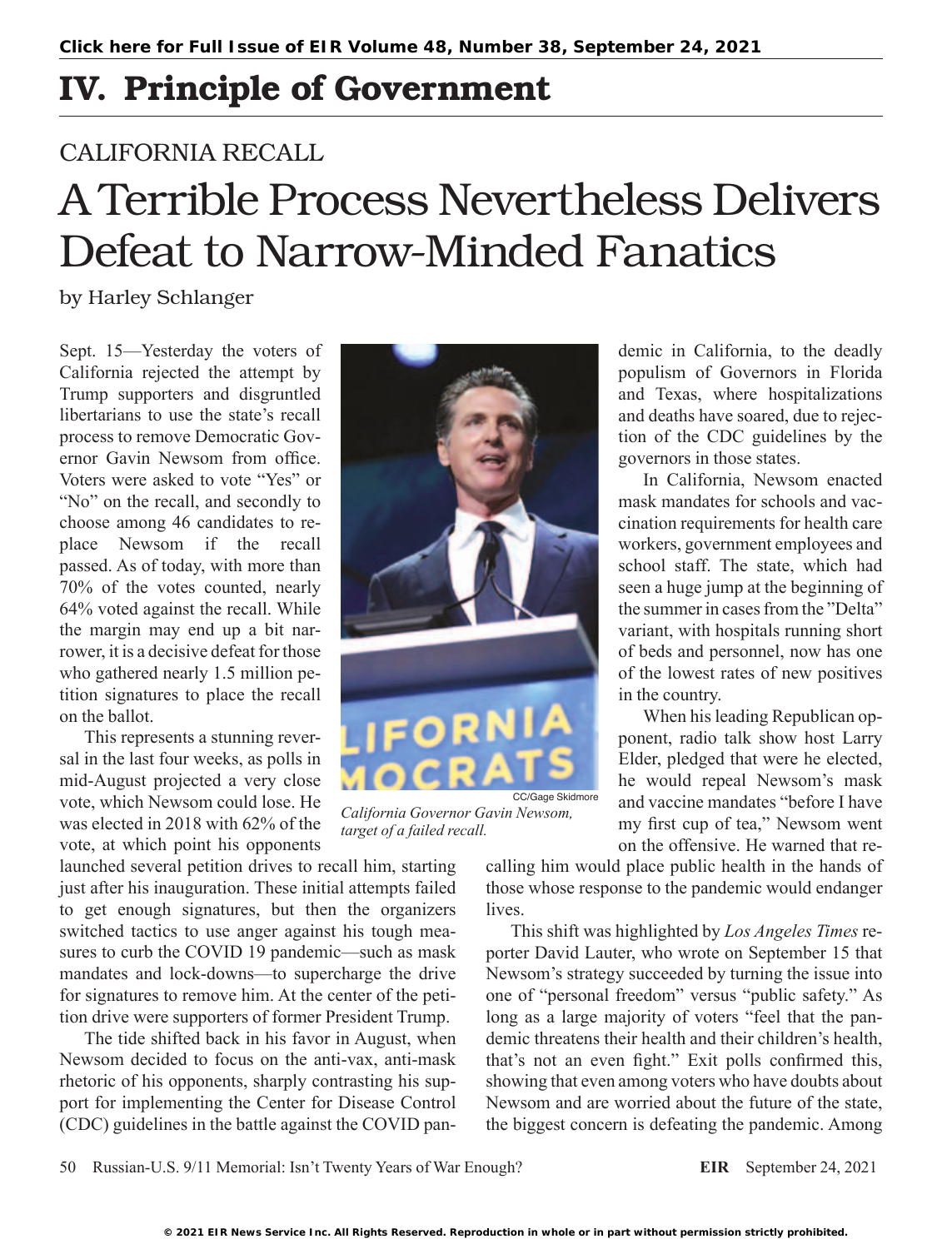# IV. Principle of Government

## CALIFORNIA RECALL

# A Terrible Process Nevertheless Delivers Defeat to Narrow-Minded Fanatics

by Harley Schlanger

CC/Gage Skidmore

*California Governor Gavin Newsom, target of a failed recall.*

Sept. 15—Yesterday the voters of California rejected the attempt by Trump supporters and disgruntled libertarians to use the state's recall process to remove Democratic Governor Gavin Newsom from office. Voters were asked to vote "Yes" or "No" on the recall, and secondly to choose among 46 candidates to replace Newsom if the recall passed. As of today, with more than 70% of the votes counted, nearly 64% voted against the recall. While the margin may end up a bit narrower, it is a decisive defeat for those who gathered nearly 1.5 million petition signatures to place the recall on the ballot.

This represents a stunning reversal in the last four weeks, as polls in mid-August projected a very close vote, which Newsom could lose. He was elected in 2018 with 62% of the vote, at which point his opponents launched several petition drives to recall him, starting just after his inauguration. These initial attempts failed to get enough signatures, but then the organizers switched tactics to use anger against his tough measures to curb the COVID 19 pandemic—such as mask mandates and lock-downs—to supercharge the drive for signatures to remove him. At the center of the petition drive were supporters of former President Trump.

The tide shifted back in his favor in August, when Newsom decided to focus on the anti-vax, anti-mask rhetoric of his opponents, sharply contrasting his support for implementing the Center for Disease Control (CDC) guidelines in the battle against the COVID pandemic in California, to the deadly populism of Governors in Florida and Texas, where hospitalizations and deaths have soared, due to rejection of the CDC guidelines by the governors in those states.

In California, Newsom enacted mask mandates for schools and vaccination requirements for health care workers, government employees and school staff. The state, which had seen a huge jump at the beginning of the summer in cases from the "Delta" variant, with hospitals running short of beds and personnel, now has one of the lowest rates of new positives in the country.

When his leading Republican opponent, radio talk show host Larry Elder, pledged that were he elected, he would repeal Newsom's mask and vaccine mandates "before I have my first cup of tea," Newsom went on the offensive. He warned that recalling him would place public health in the hands of those whose response to the pandemic would endanger lives.

This shift was highlighted by *Los Angeles Times* reporter David Lauter, who wrote on September 15 that Newsom's strategy succeeded by turning the issue into one of "personal freedom" versus "public safety." As long as a large majority of voters "feel that the pandemic threatens their health and their children's health, that's not an even fight." Exit polls confirmed this, showing that even among voters who have doubts about Newsom and are worried about the future of the state, the biggest concern is defeating the pandemic. Among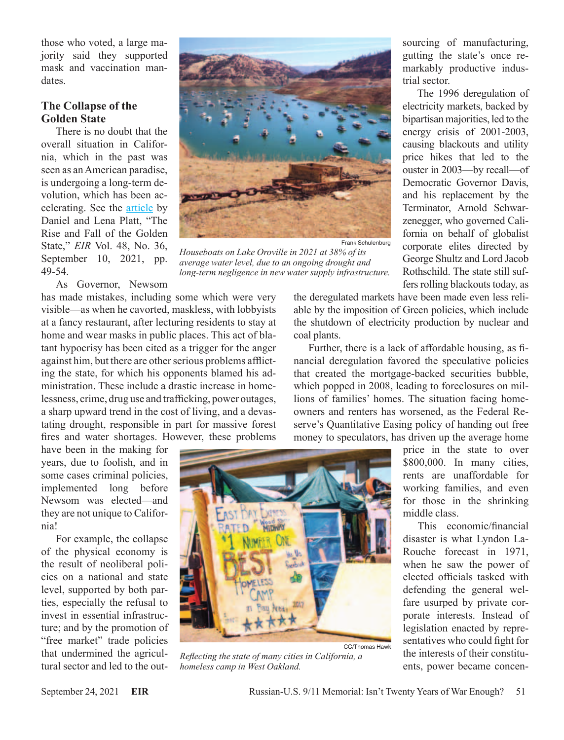those who voted, a large majority said they supported mask and vaccination mandates.

## The Collapse of the Golden State

There is no doubt that the overall situation in California, which in the past was seen as an American paradise, is undergoing a long-term devolution, which has been accelerating. See the article by Daniel and Lena Platt, "The Rise and Fall of the Golden State," *EIR* Vol. 48, No. 36, September 10, 2021, pp. 49-54.

As Governor, Newsom has made mistakes, including some which were very visible—as when he cavorted, maskless, with lobbyists at a fancy restaurant, after lecturing residents to stay at home and wear masks in public places. This act of blatant hypocrisy has been cited as a trigger for the anger against him, but there are other serious problems afflicting the state, for which his opponents blamed his administration. These include a drastic increase in homelessness, crime, drug use and trafficking, power outages, a sharp upward trend in the cost of living, and a devastating drought, responsible in part for massive forest fires and water shortages. However, these problems have been in the making for years, due to foolish, and in some cases criminal policies, implemented long before Newsom was elected—and they are not unique to California!

For example, the collapse of the physical economy is the result of neoliberal policies on a national and state level, supported by both parties, especially the refusal to invest in essential infrastructure; and by the promotion of "free market" trade policies that undermined the agricultural sector and led to the outsourcing of manufacturing, gutting the state's once remarkably productive industrial sector.

Frank Schulenburg

*Houseboats on Lake Oroville in 2021 at 38% of its average water level, due to an ongoing drought and long-term negligence in new water supply infrastructure.*

The 1996 deregulation of electricity markets, backed by bipartisan majorities, led to the energy crisis of 2001-2003, causing blackouts and utility price hikes that led to the ouster in 2003—by recall—of Democratic Governor Davis, and his replacement by the Terminator, Arnold Schwarzenegger, who governed California on behalf of globalist corporate elites directed by George Shultz and Lord Jacob Rothschild. The state still suffers rolling blackouts today, as the deregulated markets have been made even less reliable by the imposition of Green policies, which include the shutdown of electricity production by nuclear and coal plants.

Further, there is a lack of affordable housing, as financial deregulation favored the speculative policies that created the mortgage-backed securities bubble, which popped in 2008, leading to foreclosures on millions of families' homes. The situation facing homeowners and renters has worsened, as the Federal Reserve's Quantitative Easing policy of handing out free money to speculators, has driven up the average home price in the state to over $800,000. In many cities, rents are unaffordable for working families, and even for those in the shrinking middle class.

CC/Thomas Hawk

*Reflecting the state of many cities in California, a homeless camp in West Oakland.*

This economic/financial disaster is what Lyndon LaRouche forecast in 1971, when he saw the power of elected officials tasked with defending the general welfare usurped by private corporate interests. Instead of legislation enacted by representatives who could fight for the interests of their constituents, power became concen-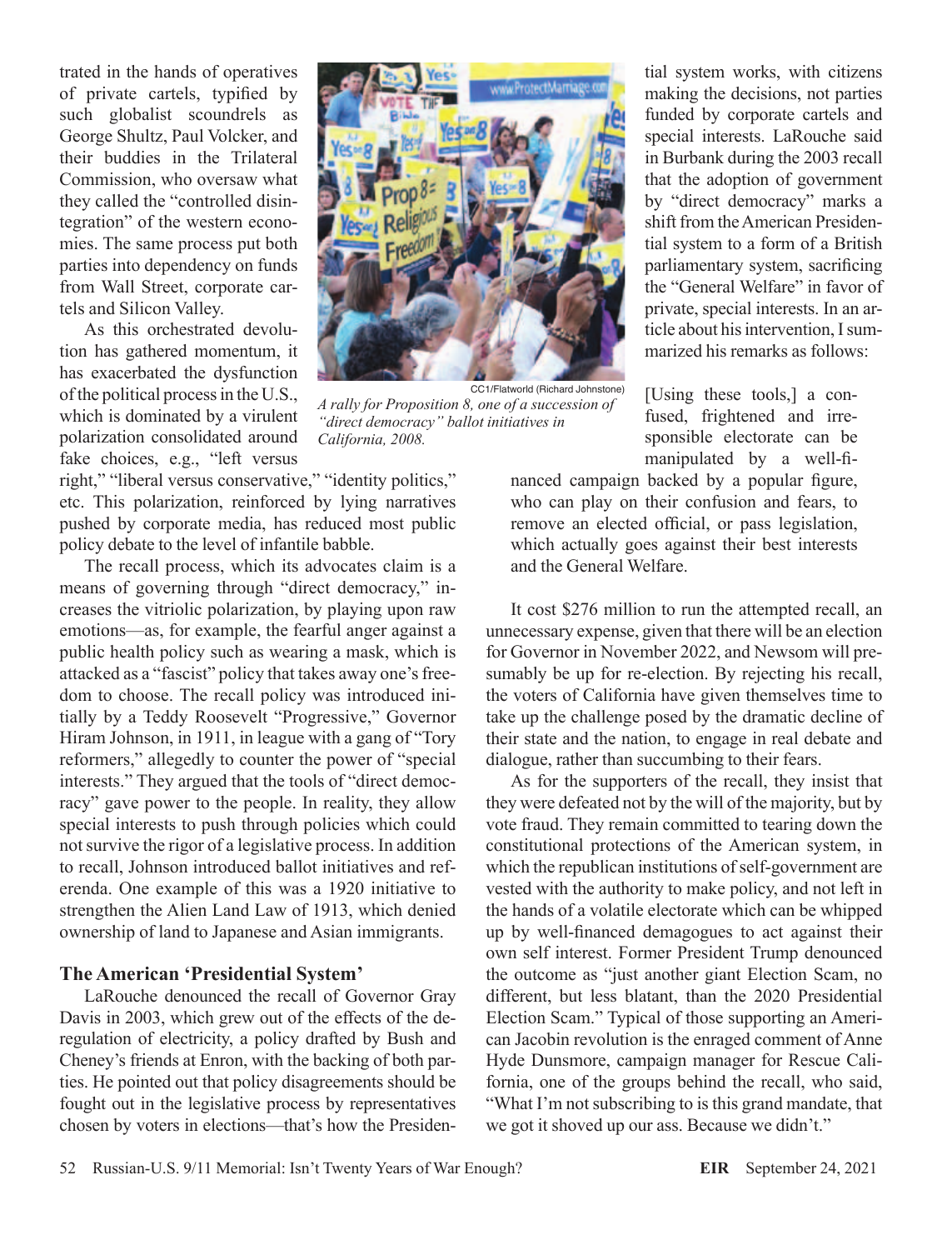trated in the hands of operatives of private cartels, typified by such globalist scoundrels as George Shultz, Paul Volcker, and their buddies in the Trilateral Commission, who oversaw what they called the "controlled disintegration" of the western economies. The same process put both parties into dependency on funds from Wall Street, corporate cartels and Silicon Valley.

As this orchestrated devolution has gathered momentum, it has exacerbated the dysfunction of the political process in the U.S., which is dominated by a virulent polarization consolidated around fake choices, e.g., "left versus right," "liberal versus conservative," "identity politics," etc. This polarization, reinforced by lying narratives pushed by corporate media, has reduced most public policy debate to the level of infantile babble.

The recall process, which its advocates claim is a means of governing through "direct democracy," increases the vitriolic polarization, by playing upon raw emotions—as, for example, the fearful anger against a public health policy such as wearing a mask, which is attacked as a "fascist" policy that takes away one's freedom to choose. The recall policy was introduced initially by a Teddy Roosevelt "Progressive," Governor Hiram Johnson, in 1911, in league with a gang of "Tory reformers," allegedly to counter the power of "special interests." They argued that the tools of "direct democracy" gave power to the people. In reality, they allow special interests to push through policies which could not survive the rigor of a legislative process. In addition to recall, Johnson introduced ballot initiatives and referenda. One example of this was a 1920 initiative to strengthen the Alien Land Law of 1913, which denied ownership of land to Japanese and Asian immigrants.

CC1/Flatworld (Richard Johnstone)

*A rally for Proposition 8, one of a succession of "direct democracy" ballot initiatives in California, 2008.*

## The American 'Presidential System'

LaRouche denounced the recall of Governor Gray Davis in 2003, which grew out of the effects of the deregulation of electricity, a policy drafted by Bush and Cheney's friends at Enron, with the backing of both parties. He pointed out that policy disagreements should be fought out in the legislative process by representatives chosen by voters in elections—that's how the Presidential system works, with citizens making the decisions, not parties funded by corporate cartels and special interests. LaRouche said in Burbank during the 2003 recall that the adoption of government by "direct democracy" marks a shift from the American Presidential system to a form of a British parliamentary system, sacrificing the "General Welfare" in favor of private, special interests. In an article about his intervention, I summarized his remarks as follows:

> [Using these tools,] a confused, frightened and irresponsible electorate can be manipulated by a well-financed campaign backed by a popular figure, who can play on their confusion and fears, to remove an elected official, or pass legislation, which actually goes against their best interests and the General Welfare.

It cost $276 million to run the attempted recall, an unnecessary expense, given that there will be an election for Governor in November 2022, and Newsom will presumably be up for re-election. By rejecting his recall, the voters of California have given themselves time to take up the challenge posed by the dramatic decline of their state and the nation, to engage in real debate and dialogue, rather than succumbing to their fears.

As for the supporters of the recall, they insist that they were defeated not by the will of the majority, but by vote fraud. They remain committed to tearing down the constitutional protections of the American system, in which the republican institutions of self-government are vested with the authority to make policy, and not left in the hands of a volatile electorate which can be whipped up by well-financed demagogues to act against their own self interest. Former President Trump denounced the outcome as "just another giant Election Scam, no different, but less blatant, than the 2020 Presidential Election Scam." Typical of those supporting an American Jacobin revolution is the enraged comment of Anne Hyde Dunsmore, campaign manager for Rescue California, one of the groups behind the recall, who said, "What I'm not subscribing to is this grand mandate, that we got it shoved up our ass. Because we didn't."